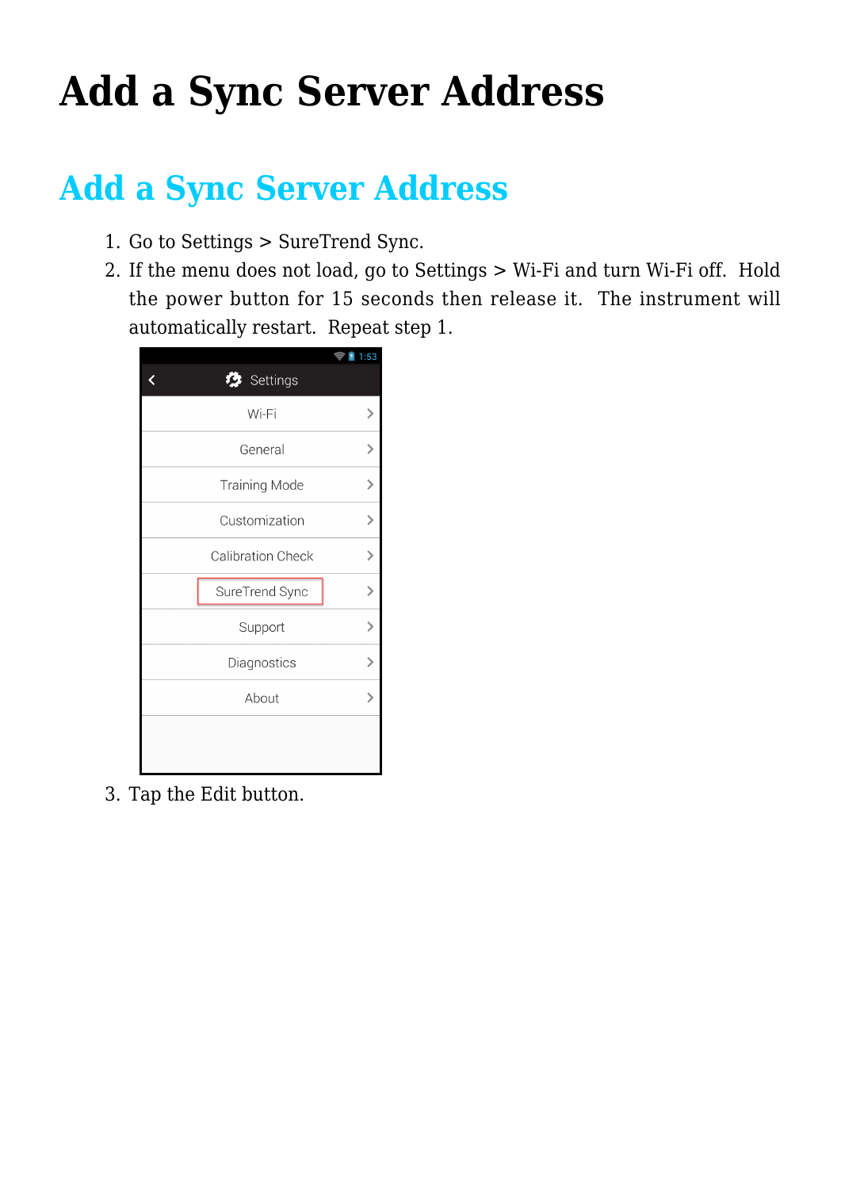# Add a Sync Server Address

## Add a Sync Server Address

1. Go to Settings > SureTrend Sync.
2. If the menu does not load, go to Settings > Wi-Fi and turn Wi-Fi off. Hold the power button for 15 seconds then release it. The instrument will automatically restart. Repeat step 1.
3. Tap the Edit button.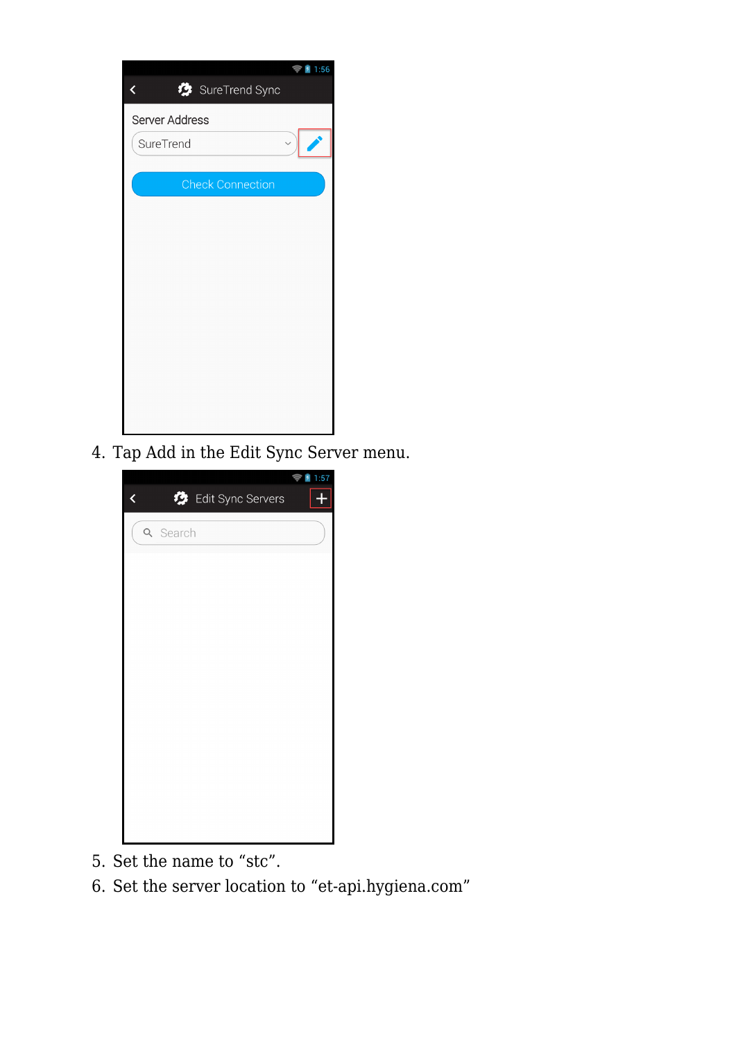4. Tap Add in the Edit Sync Server menu.
5. Set the name to “stc”.
6. Set the server location to “et-api.hygiena.com”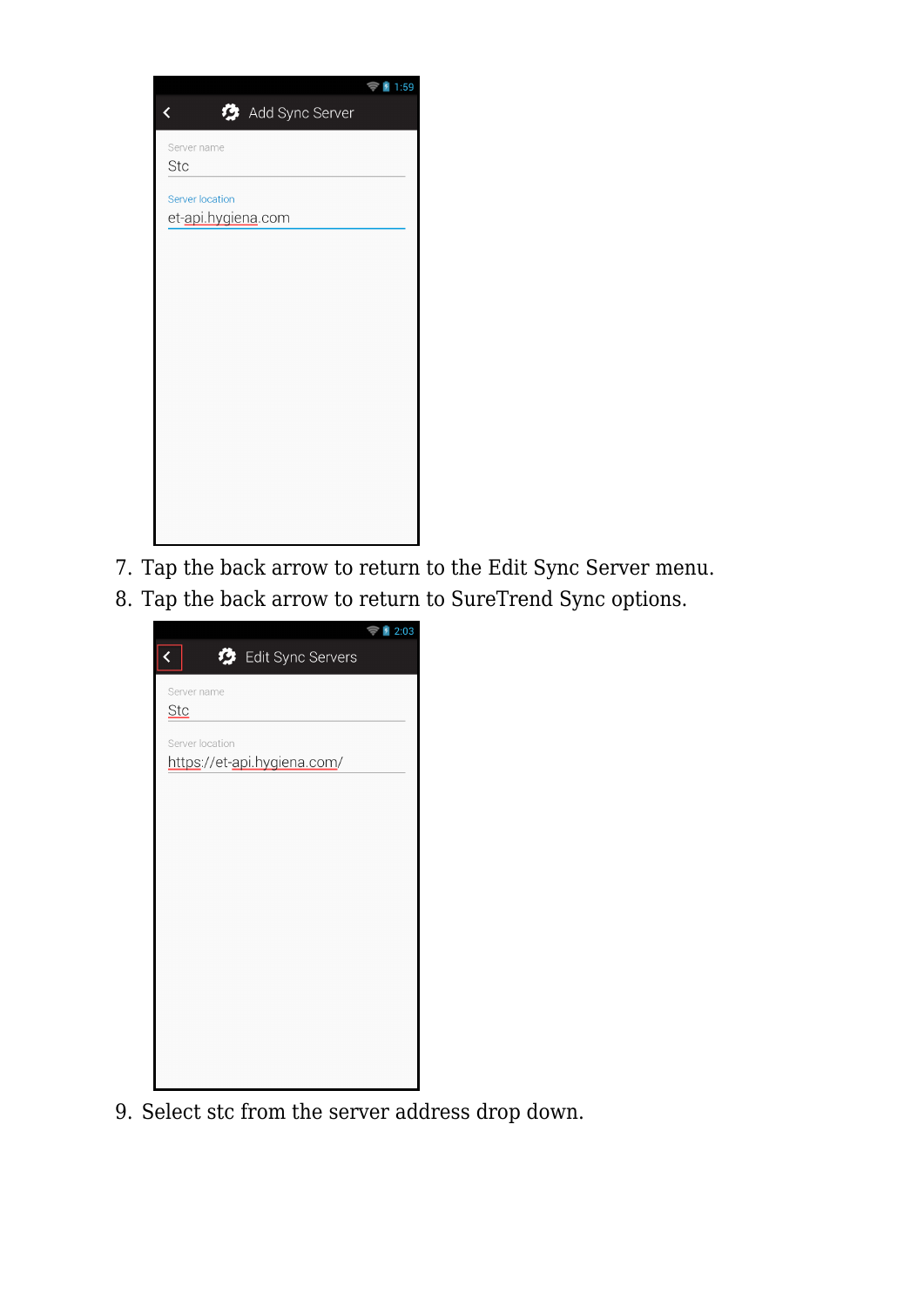7. Tap the back arrow to return to the Edit Sync Server menu.
8. Tap the back arrow to return to SureTrend Sync options.
9. Select stc from the server address drop down.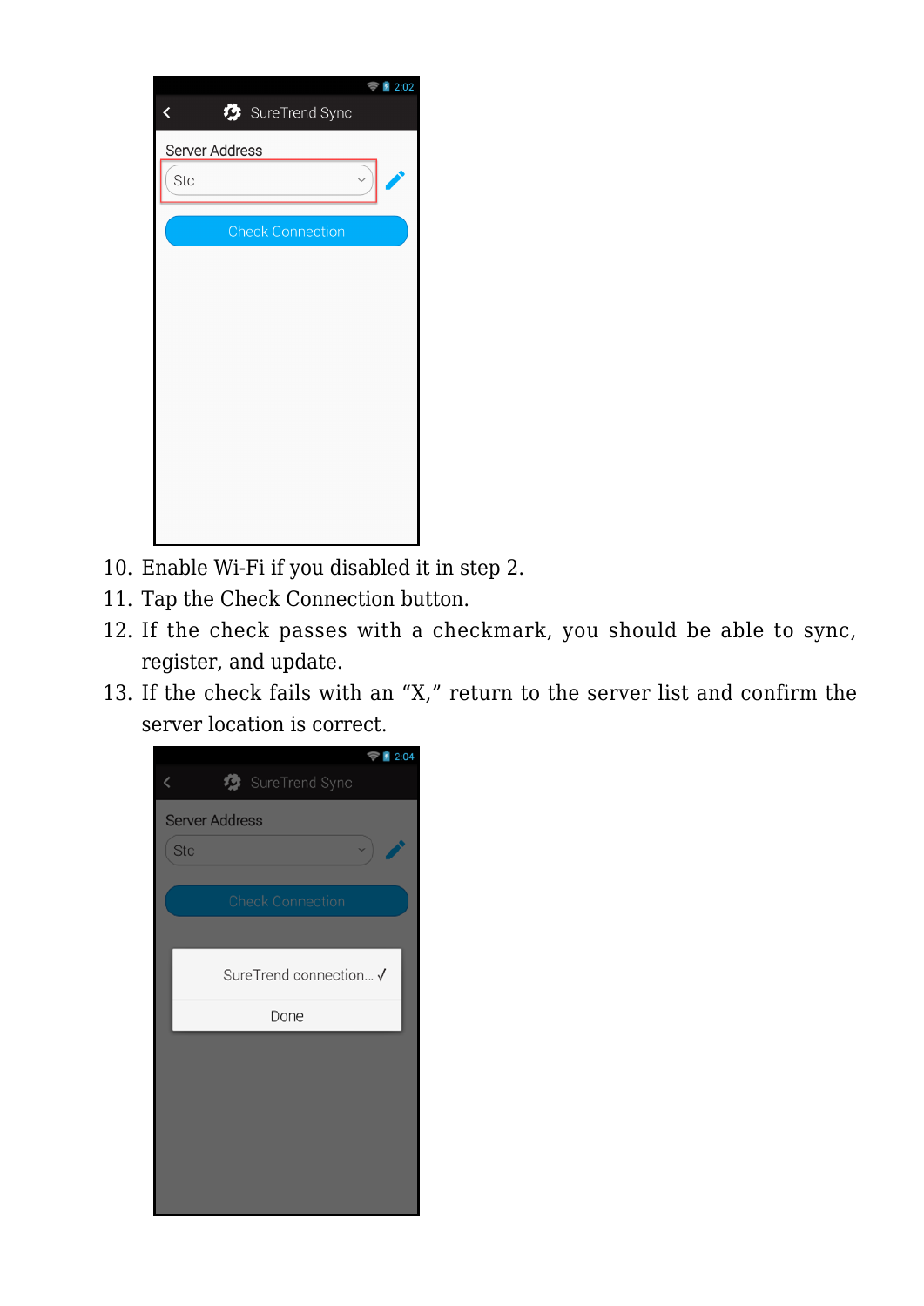10. Enable Wi-Fi if you disabled it in step 2.
11. Tap the Check Connection button.
12. If the check passes with a checkmark, you should be able to sync, register, and update.
13. If the check fails with an “X,” return to the server list and confirm the server location is correct.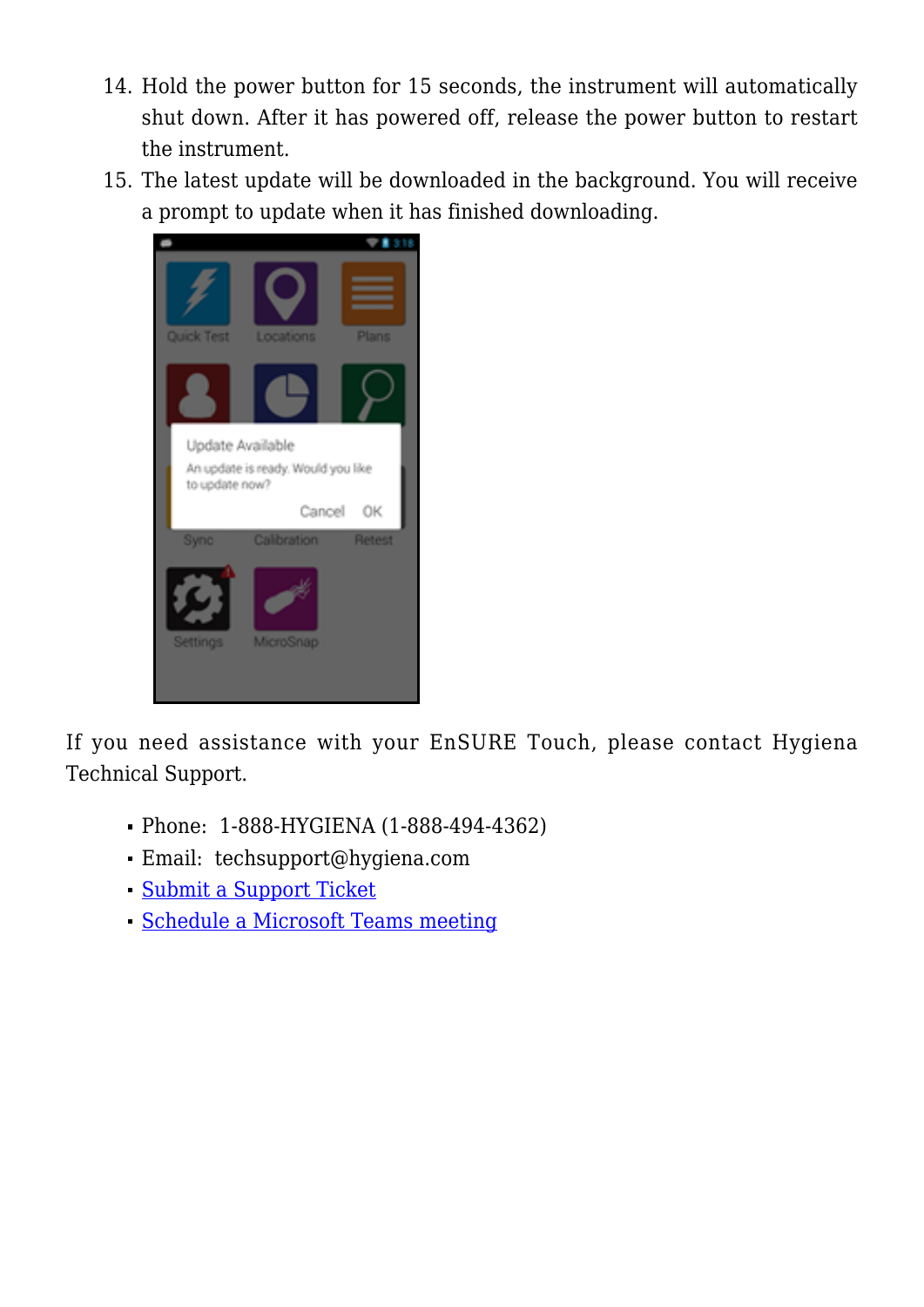14. Hold the power button for 15 seconds, the instrument will automatically shut down. After it has powered off, release the power button to restart the instrument.
15. The latest update will be downloaded in the background. You will receive a prompt to update when it has finished downloading.

If you need assistance with your EnSURE Touch, please contact Hygiena Technical Support.

- Phone: 1-888-HYGIENA (1-888-494-4362)
- Email: techsupport@hygiena.com
- Submit a Support Ticket
- Schedule a Microsoft Teams meeting